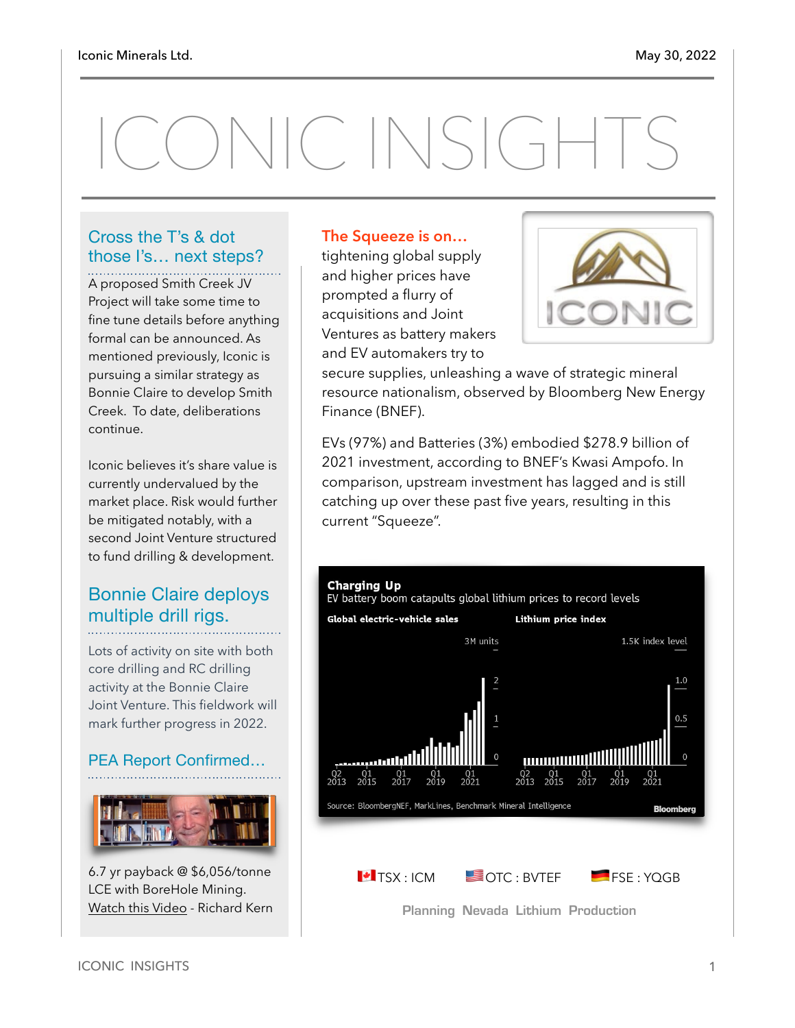# ICONIC INSIGHTS

Iconic Minerals Ltd. — May 30, 2022

## Cross the T's & dot those I's… next steps?

A proposed Smith Creek JV Project will take some time to fine tune details before anything formal can be announced. As mentioned previously, Iconic is pursuing a similar strategy as Bonnie Claire to develop Smith Creek. To date, deliberations continue.

Iconic believes it's share value is currently undervalued by the market place. Risk would further be mitigated notably, with a second Joint Venture structured to fund drilling & development.

## Bonnie Claire deploys multiple drill rigs.

Lots of activity on site with both core drilling and RC drilling activity at the Bonnie Claire Joint Venture. This fieldwork will mark further progress in 2022.

## PEA Report Confirmed…

6.7 yr payback @ $6,056/tonne LCE with BoreHole Mining.
Watch this Video - Richard Kern

## The Squeeze is on…

tightening global supply and higher prices have prompted a flurry of acquisitions and Joint Ventures as battery makers and EV automakers try to secure supplies, unleashing a wave of strategic mineral resource nationalism, observed by Bloomberg New Energy Finance (BNEF).

EVs (97%) and Batteries (3%) embodied $278.9 billion of 2021 investment, according to BNEF's Kwasi Ampofo. In comparison, upstream investment has lagged and is still catching up over these past five years, resulting in this current "Squeeze".

**Charging Up**
EV battery boom catapults global lithium prices to record levels

Global electric-vehicle sales (3M units) | Lithium price index (1.5K index level)

Source: BloombergNEF, MarkLines, Benchmark Mineral Intelligence — Bloomberg

TSX : ICM    OTC : BVTEF    FSE : YQGB

Planning Nevada Lithium Production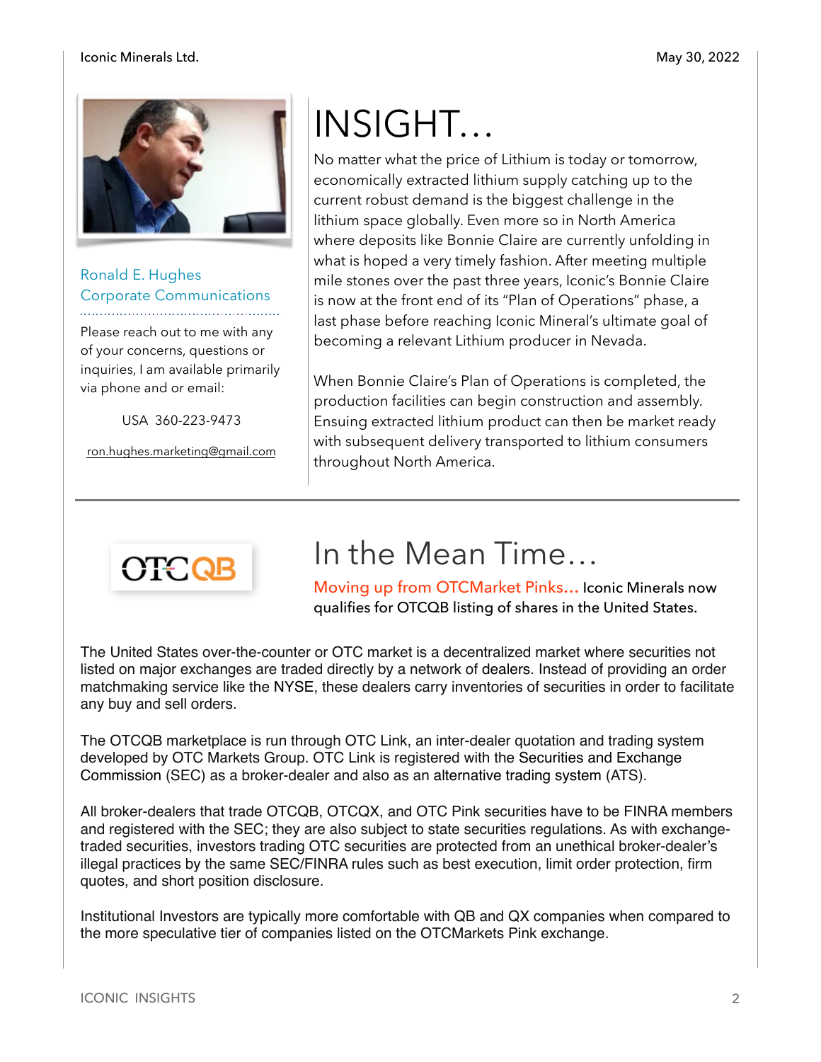Ronald E. Hughes
Corporate Communications

Please reach out to me with any of your concerns, questions or inquiries, I am available primarily via phone and or email:

USA 360-223-9473

ron.hughes.marketing@gmail.com

# INSIGHT…

No matter what the price of Lithium is today or tomorrow, economically extracted lithium supply catching up to the current robust demand is the biggest challenge in the lithium space globally. Even more so in North America where deposits like Bonnie Claire are currently unfolding in what is hoped a very timely fashion. After meeting multiple mile stones over the past three years, Iconic's Bonnie Claire is now at the front end of its "Plan of Operations" phase, a last phase before reaching Iconic Mineral's ultimate goal of becoming a relevant Lithium producer in Nevada.

When Bonnie Claire's Plan of Operations is completed, the production facilities can begin construction and assembly. Ensuing extracted lithium product can then be market ready with subsequent delivery transported to lithium consumers throughout North America.

OTCQB

# In the Mean Time…

Moving up from OTCMarket Pinks… Iconic Minerals now qualifies for OTCQB listing of shares in the United States.

The United States over-the-counter or OTC market is a decentralized market where securities not listed on major exchanges are traded directly by a network of dealers. Instead of providing an order matchmaking service like the NYSE, these dealers carry inventories of securities in order to facilitate any buy and sell orders.

The OTCQB marketplace is run through OTC Link, an inter-dealer quotation and trading system developed by OTC Markets Group. OTC Link is registered with the Securities and Exchange Commission (SEC) as a broker-dealer and also as an alternative trading system (ATS).

All broker-dealers that trade OTCQB, OTCQX, and OTC Pink securities have to be FINRA members and registered with the SEC; they are also subject to state securities regulations. As with exchange-traded securities, investors trading OTC securities are protected from an unethical broker-dealer's illegal practices by the same SEC/FINRA rules such as best execution, limit order protection, firm quotes, and short position disclosure.

Institutional Investors are typically more comfortable with QB and QX companies when compared to the more speculative tier of companies listed on the OTCMarkets Pink exchange.